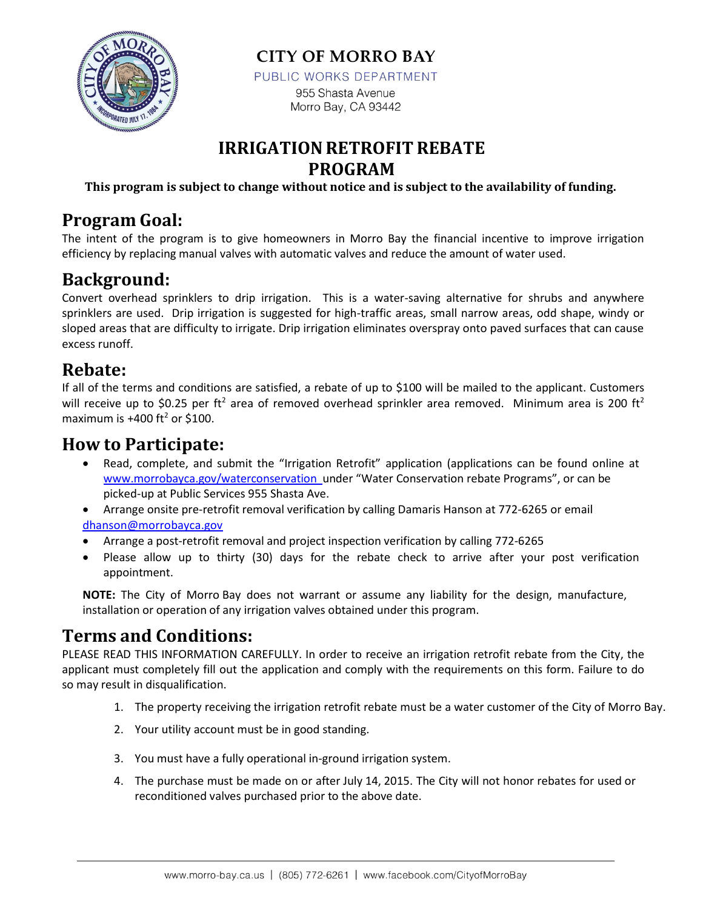# CITY OF MORRO BAY

PUBLIC WORKS DEPARTMENT

955 Shasta Avenue
Morro Bay, CA 93442

# IRRIGATION RETROFIT REBATE PROGRAM

**This program is subject to change without notice and is subject to the availability of funding.**

## Program Goal:

The intent of the program is to give homeowners in Morro Bay the financial incentive to improve irrigation efficiency by replacing manual valves with automatic valves and reduce the amount of water used.

## Background:

Convert overhead sprinklers to drip irrigation. This is a water-saving alternative for shrubs and anywhere sprinklers are used. Drip irrigation is suggested for high-traffic areas, small narrow areas, odd shape, windy or sloped areas that are difficulty to irrigate. Drip irrigation eliminates overspray onto paved surfaces that can cause excess runoff.

## Rebate:

If all of the terms and conditions are satisfied, a rebate of up to $100 will be mailed to the applicant. Customers will receive up to $0.25 per $ft^2$ area of removed overhead sprinkler area removed. Minimum area is 200 $ft^2$ maximum is +400 $ft^2$ or $100.

## How to Participate:

- Read, complete, and submit the "Irrigation Retrofit" application (applications can be found online at www.morrobayca.gov/waterconservation under "Water Conservation rebate Programs", or can be picked-up at Public Services 955 Shasta Ave.
- Arrange onsite pre-retrofit removal verification by calling Damaris Hanson at 772-6265 or email dhanson@morrobayca.gov
- Arrange a post-retrofit removal and project inspection verification by calling 772-6265
- Please allow up to thirty (30) days for the rebate check to arrive after your post verification appointment.

**NOTE:** The City of Morro Bay does not warrant or assume any liability for the design, manufacture, installation or operation of any irrigation valves obtained under this program.

## Terms and Conditions:

PLEASE READ THIS INFORMATION CAREFULLY. In order to receive an irrigation retrofit rebate from the City, the applicant must completely fill out the application and comply with the requirements on this form. Failure to do so may result in disqualification.

1. The property receiving the irrigation retrofit rebate must be a water customer of the City of Morro Bay.
2. Your utility account must be in good standing.
3. You must have a fully operational in-ground irrigation system.
4. The purchase must be made on or after July 14, 2015. The City will not honor rebates for used or reconditioned valves purchased prior to the above date.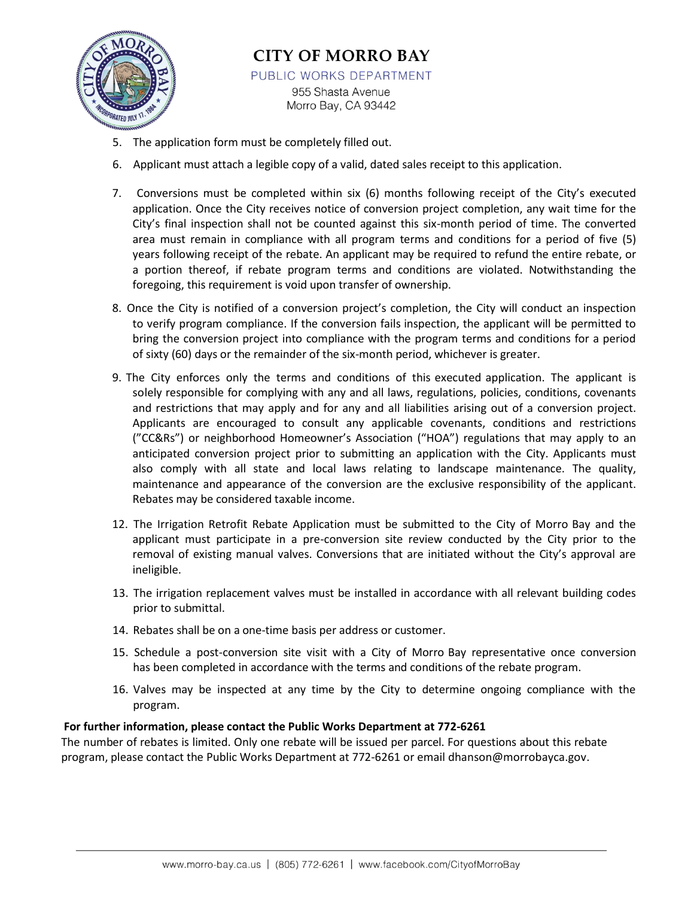# CITY OF MORRO BAY

PUBLIC WORKS DEPARTMENT

955 Shasta Avenue
Morro Bay, CA 93442

5. The application form must be completely filled out.
6. Applicant must attach a legible copy of a valid, dated sales receipt to this application.
7. Conversions must be completed within six (6) months following receipt of the City's executed application. Once the City receives notice of conversion project completion, any wait time for the City's final inspection shall not be counted against this six-month period of time. The converted area must remain in compliance with all program terms and conditions for a period of five (5) years following receipt of the rebate. An applicant may be required to refund the entire rebate, or a portion thereof, if rebate program terms and conditions are violated. Notwithstanding the foregoing, this requirement is void upon transfer of ownership.
8. Once the City is notified of a conversion project's completion, the City will conduct an inspection to verify program compliance. If the conversion fails inspection, the applicant will be permitted to bring the conversion project into compliance with the program terms and conditions for a period of sixty (60) days or the remainder of the six-month period, whichever is greater.
9. The City enforces only the terms and conditions of this executed application. The applicant is solely responsible for complying with any and all laws, regulations, policies, conditions, covenants and restrictions that may apply and for any and all liabilities arising out of a conversion project. Applicants are encouraged to consult any applicable covenants, conditions and restrictions ("CC&Rs") or neighborhood Homeowner's Association ("HOA") regulations that may apply to an anticipated conversion project prior to submitting an application with the City. Applicants must also comply with all state and local laws relating to landscape maintenance. The quality, maintenance and appearance of the conversion are the exclusive responsibility of the applicant. Rebates may be considered taxable income.

12. The Irrigation Retrofit Rebate Application must be submitted to the City of Morro Bay and the applicant must participate in a pre-conversion site review conducted by the City prior to the removal of existing manual valves. Conversions that are initiated without the City's approval are ineligible.
13. The irrigation replacement valves must be installed in accordance with all relevant building codes prior to submittal.
14. Rebates shall be on a one-time basis per address or customer.
15. Schedule a post-conversion site visit with a City of Morro Bay representative once conversion has been completed in accordance with the terms and conditions of the rebate program.
16. Valves may be inspected at any time by the City to determine ongoing compliance with the program.

**For further information, please contact the Public Works Department at 772-6261**

The number of rebates is limited. Only one rebate will be issued per parcel. For questions about this rebate program, please contact the Public Works Department at 772-6261 or email dhanson@morrobayca.gov.